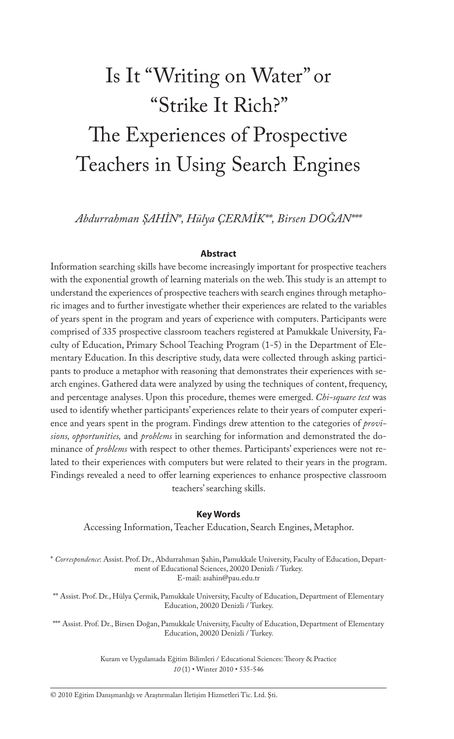# Is It "Writing on Water" or "Strike It Rich?" The Experiences of Prospective Teachers in Using Search Engines

*Abdurrahman ŞAHİN*[*]*, Hülya ÇERMİK*[**]*, Birsen DOĞAN*[***]

### Abstract

Information searching skills have become increasingly important for prospective teachers with the exponential growth of learning materials on the web. This study is an attempt to understand the experiences of prospective teachers with search engines through metaphoric images and to further investigate whether their experiences are related to the variables of years spent in the program and years of experience with computers. Participants were comprised of 335 prospective classroom teachers registered at Pamukkale University, Faculty of Education, Primary School Teaching Program (1-5) in the Department of Elementary Education. In this descriptive study, data were collected through asking participants to produce a metaphor with reasoning that demonstrates their experiences with search engines. Gathered data were analyzed by using the techniques of content, frequency, and percentage analyses. Upon this procedure, themes were emerged. *Chi-square test* was used to identify whether participants' experiences relate to their years of computer experience and years spent in the program. Findings drew attention to the categories of *provisions, opportunities,* and *problems* in searching for information and demonstrated the dominance of *problems* with respect to other themes. Participants' experiences were not related to their experiences with computers but were related to their years in the program. Findings revealed a need to offer learning experiences to enhance prospective classroom teachers' searching skills.

### Key Words

Accessing Information, Teacher Education, Search Engines, Metaphor.

[*] *Correspondence*: Assist. Prof. Dr., Abdurrahman Şahin, Pamukkale University, Faculty of Education, Department of Educational Sciences, 20020 Denizli / Turkey.
E-mail: asahin@pau.edu.tr

[**] Assist. Prof. Dr., Hülya Çermik, Pamukkale University, Faculty of Education, Department of Elementary Education, 20020 Denizli / Turkey.

[***] Assist. Prof. Dr., Birsen Doğan, Pamukkale University, Faculty of Education, Department of Elementary Education, 20020 Denizli / Turkey.

Kuram ve Uygulamada Eğitim Bilimleri / Educational Sciences: Theory & Practice
*10* (1) • Winter 2010 • 535-546

© 2010 Eğitim Danışmanlığı ve Araştırmaları İletişim Hizmetleri Tic. Ltd. Şti.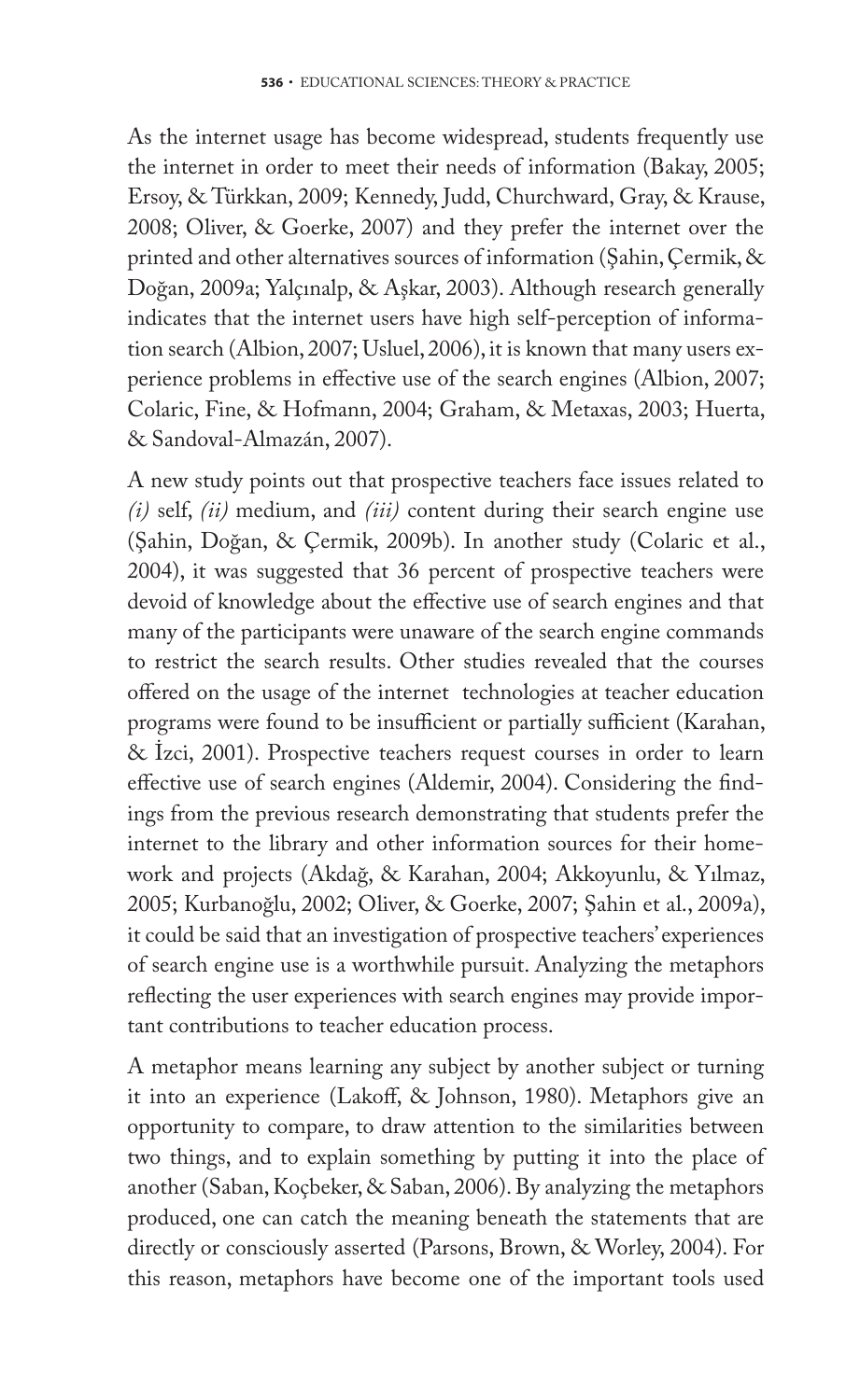As the internet usage has become widespread, students frequently use the internet in order to meet their needs of information (Bakay, 2005; Ersoy, & Türkkan, 2009; Kennedy, Judd, Churchward, Gray, & Krause, 2008; Oliver, & Goerke, 2007) and they prefer the internet over the printed and other alternatives sources of information (Şahin, Çermik, & Doğan, 2009a; Yalçınalp, & Aşkar, 2003). Although research generally indicates that the internet users have high self-perception of information search (Albion, 2007; Usluel, 2006), it is known that many users experience problems in effective use of the search engines (Albion, 2007; Colaric, Fine, & Hofmann, 2004; Graham, & Metaxas, 2003; Huerta, & Sandoval-Almazán, 2007).

A new study points out that prospective teachers face issues related to *(i)* self, *(ii)* medium, and *(iii)* content during their search engine use (Şahin, Doğan, & Çermik, 2009b). In another study (Colaric et al., 2004), it was suggested that 36 percent of prospective teachers were devoid of knowledge about the effective use of search engines and that many of the participants were unaware of the search engine commands to restrict the search results. Other studies revealed that the courses offered on the usage of the internet technologies at teacher education programs were found to be insufficient or partially sufficient (Karahan, & İzci, 2001). Prospective teachers request courses in order to learn effective use of search engines (Aldemir, 2004). Considering the findings from the previous research demonstrating that students prefer the internet to the library and other information sources for their homework and projects (Akdağ, & Karahan, 2004; Akkoyunlu, & Yılmaz, 2005; Kurbanoğlu, 2002; Oliver, & Goerke, 2007; Şahin et al., 2009a), it could be said that an investigation of prospective teachers' experiences of search engine use is a worthwhile pursuit. Analyzing the metaphors reflecting the user experiences with search engines may provide important contributions to teacher education process.

A metaphor means learning any subject by another subject or turning it into an experience (Lakoff, & Johnson, 1980). Metaphors give an opportunity to compare, to draw attention to the similarities between two things, and to explain something by putting it into the place of another (Saban, Koçbeker, & Saban, 2006). By analyzing the metaphors produced, one can catch the meaning beneath the statements that are directly or consciously asserted (Parsons, Brown, & Worley, 2004). For this reason, metaphors have become one of the important tools used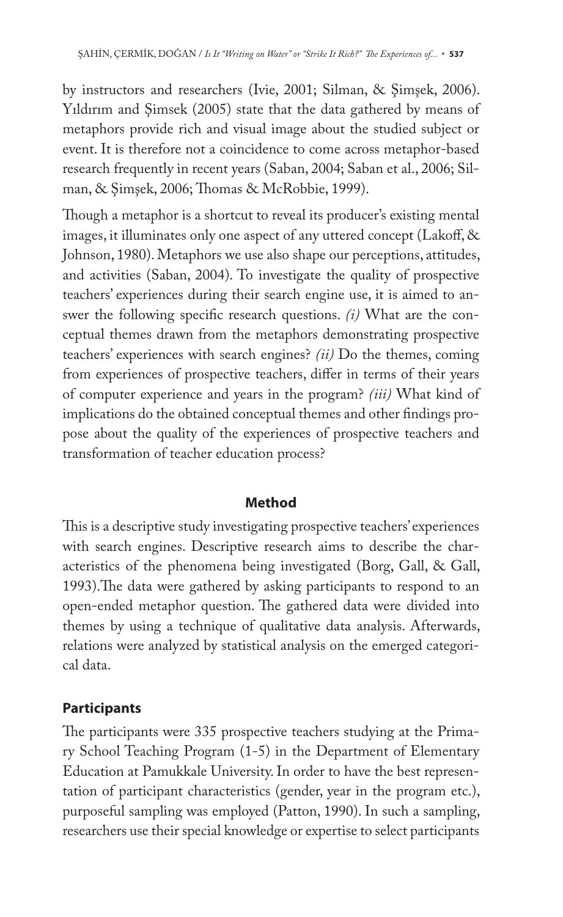by instructors and researchers (Ivie, 2001; Silman, & Şimşek, 2006). Yıldırım and Şimsek (2005) state that the data gathered by means of metaphors provide rich and visual image about the studied subject or event. It is therefore not a coincidence to come across metaphor-based research frequently in recent years (Saban, 2004; Saban et al., 2006; Silman, & Şimşek, 2006; Thomas & McRobbie, 1999).

Though a metaphor is a shortcut to reveal its producer's existing mental images, it illuminates only one aspect of any uttered concept (Lakoff, & Johnson, 1980). Metaphors we use also shape our perceptions, attitudes, and activities (Saban, 2004). To investigate the quality of prospective teachers' experiences during their search engine use, it is aimed to answer the following specific research questions. *(i)* What are the conceptual themes drawn from the metaphors demonstrating prospective teachers' experiences with search engines? *(ii)* Do the themes, coming from experiences of prospective teachers, differ in terms of their years of computer experience and years in the program? *(iii)* What kind of implications do the obtained conceptual themes and other findings propose about the quality of the experiences of prospective teachers and transformation of teacher education process?

## Method

This is a descriptive study investigating prospective teachers' experiences with search engines. Descriptive research aims to describe the characteristics of the phenomena being investigated (Borg, Gall, & Gall, 1993).The data were gathered by asking participants to respond to an open-ended metaphor question. The gathered data were divided into themes by using a technique of qualitative data analysis. Afterwards, relations were analyzed by statistical analysis on the emerged categorical data.

### Participants

The participants were 335 prospective teachers studying at the Primary School Teaching Program (1-5) in the Department of Elementary Education at Pamukkale University. In order to have the best representation of participant characteristics (gender, year in the program etc.), purposeful sampling was employed (Patton, 1990). In such a sampling, researchers use their special knowledge or expertise to select participants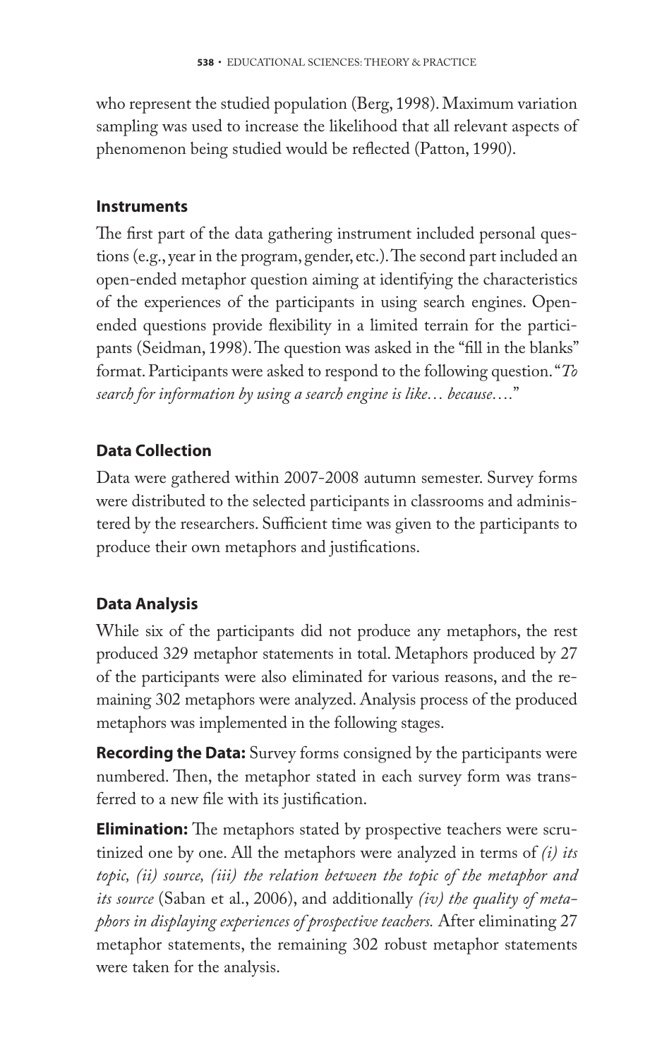who represent the studied population (Berg, 1998). Maximum variation sampling was used to increase the likelihood that all relevant aspects of phenomenon being studied would be reflected (Patton, 1990).

### Instruments

The first part of the data gathering instrument included personal questions (e.g., year in the program, gender, etc.). The second part included an open-ended metaphor question aiming at identifying the characteristics of the experiences of the participants in using search engines. Open-ended questions provide flexibility in a limited terrain for the participants (Seidman, 1998). The question was asked in the "fill in the blanks" format. Participants were asked to respond to the following question. "*To search for information by using a search engine is like… because….*"

### Data Collection

Data were gathered within 2007-2008 autumn semester. Survey forms were distributed to the selected participants in classrooms and administered by the researchers. Sufficient time was given to the participants to produce their own metaphors and justifications.

### Data Analysis

While six of the participants did not produce any metaphors, the rest produced 329 metaphor statements in total. Metaphors produced by 27 of the participants were also eliminated for various reasons, and the remaining 302 metaphors were analyzed. Analysis process of the produced metaphors was implemented in the following stages.

**Recording the Data:** Survey forms consigned by the participants were numbered. Then, the metaphor stated in each survey form was transferred to a new file with its justification.

**Elimination:** The metaphors stated by prospective teachers were scrutinized one by one. All the metaphors were analyzed in terms of *(i) its topic, (ii) source, (iii) the relation between the topic of the metaphor and its source* (Saban et al., 2006), and additionally *(iv) the quality of metaphors in displaying experiences of prospective teachers.* After eliminating 27 metaphor statements, the remaining 302 robust metaphor statements were taken for the analysis.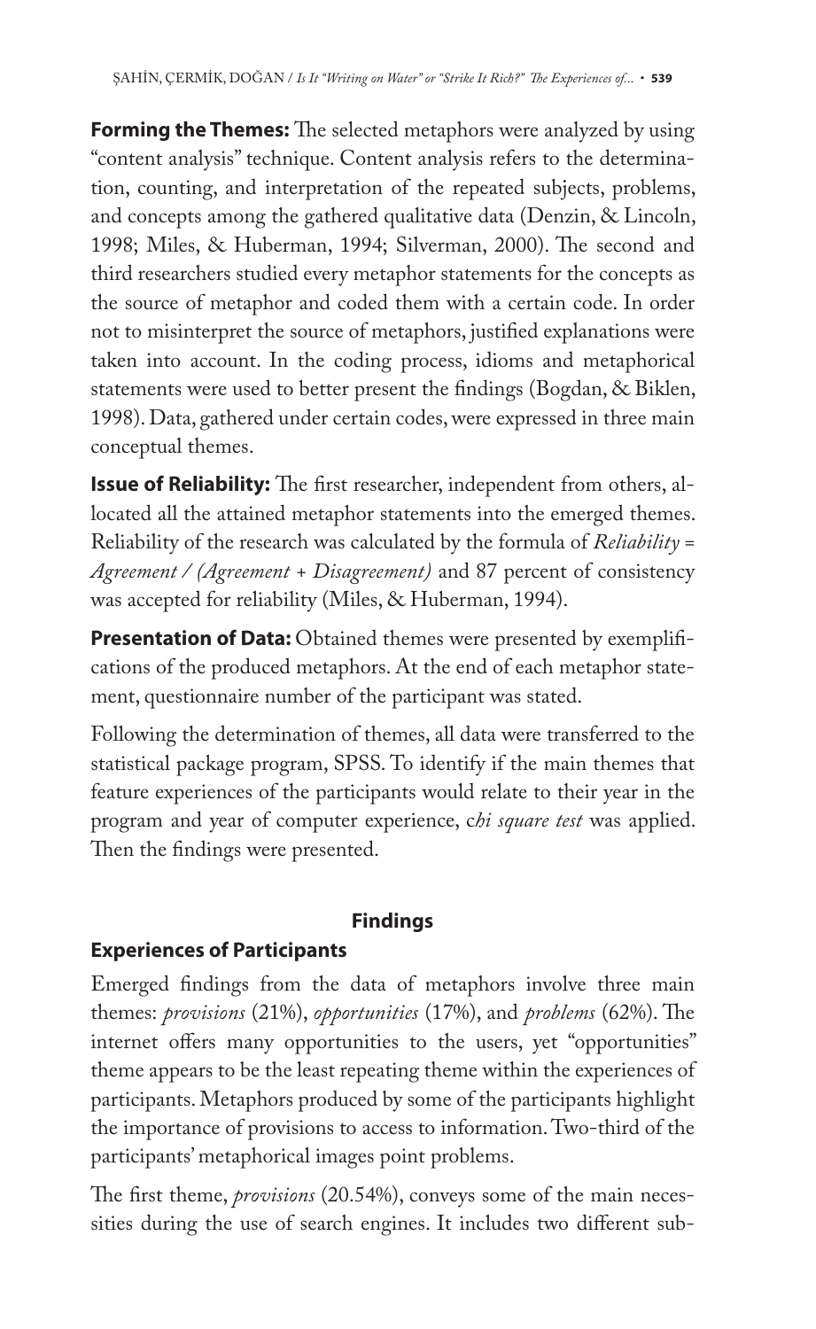**Forming the Themes:** The selected metaphors were analyzed by using "content analysis" technique. Content analysis refers to the determination, counting, and interpretation of the repeated subjects, problems, and concepts among the gathered qualitative data (Denzin, & Lincoln, 1998; Miles, & Huberman, 1994; Silverman, 2000). The second and third researchers studied every metaphor statements for the concepts as the source of metaphor and coded them with a certain code. In order not to misinterpret the source of metaphors, justified explanations were taken into account. In the coding process, idioms and metaphorical statements were used to better present the findings (Bogdan, & Biklen, 1998). Data, gathered under certain codes, were expressed in three main conceptual themes.

**Issue of Reliability:** The first researcher, independent from others, allocated all the attained metaphor statements into the emerged themes. Reliability of the research was calculated by the formula of *Reliability = Agreement / (Agreement + Disagreement)* and 87 percent of consistency was accepted for reliability (Miles, & Huberman, 1994).

**Presentation of Data:** Obtained themes were presented by exemplifications of the produced metaphors. At the end of each metaphor statement, questionnaire number of the participant was stated.

Following the determination of themes, all data were transferred to the statistical package program, SPSS. To identify if the main themes that feature experiences of the participants would relate to their year in the program and year of computer experience, c*hi square test* was applied. Then the findings were presented.

## Findings

### Experiences of Participants

Emerged findings from the data of metaphors involve three main themes: *provisions* (21%), *opportunities* (17%), and *problems* (62%). The internet offers many opportunities to the users, yet "opportunities" theme appears to be the least repeating theme within the experiences of participants. Metaphors produced by some of the participants highlight the importance of provisions to access to information. Two-third of the participants' metaphorical images point problems.

The first theme, *provisions* (20.54%), conveys some of the main necessities during the use of search engines. It includes two different sub-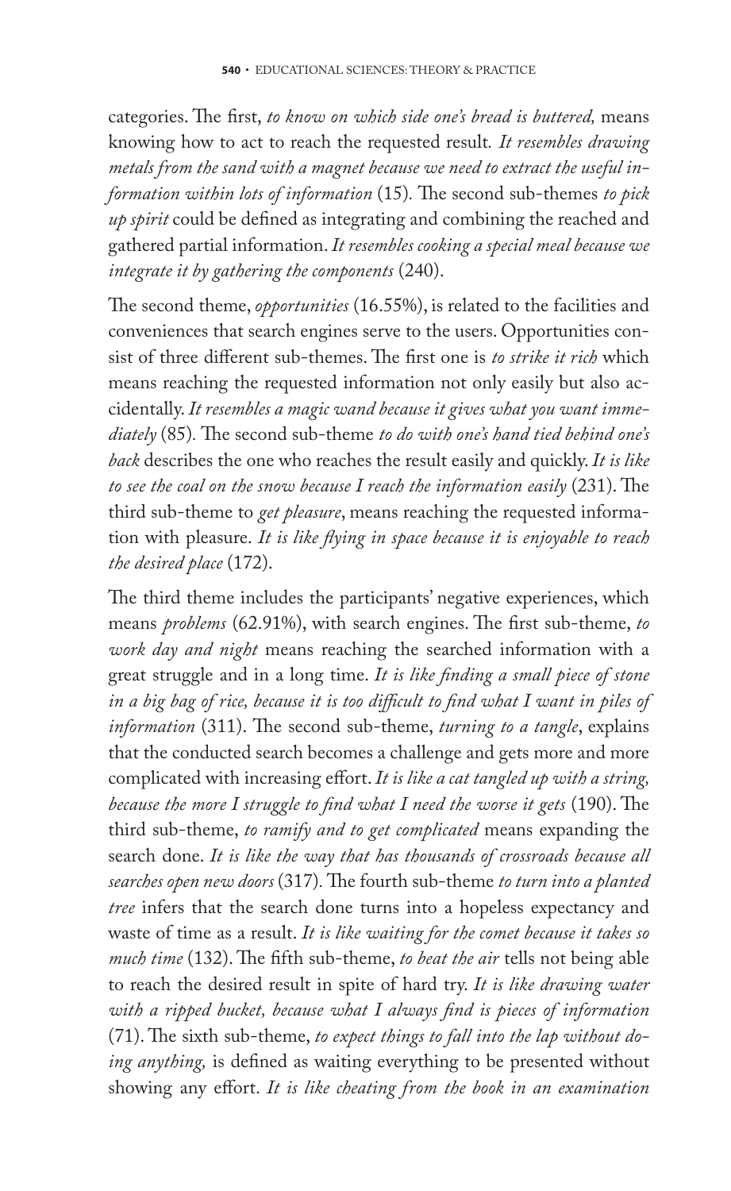categories. The first, *to know on which side one's bread is buttered,* means knowing how to act to reach the requested result. *It resembles drawing metals from the sand with a magnet because we need to extract the useful information within lots of information* (15). The second sub-themes *to pick up spirit* could be defined as integrating and combining the reached and gathered partial information. *It resembles cooking a special meal because we integrate it by gathering the components* (240).

The second theme, *opportunities* (16.55%), is related to the facilities and conveniences that search engines serve to the users. Opportunities consist of three different sub-themes. The first one is *to strike it rich* which means reaching the requested information not only easily but also accidentally. *It resembles a magic wand because it gives what you want immediately* (85). The second sub-theme *to do with one's hand tied behind one's back* describes the one who reaches the result easily and quickly. *It is like to see the coal on the snow because I reach the information easily* (231). The third sub-theme to *get pleasure*, means reaching the requested information with pleasure. *It is like flying in space because it is enjoyable to reach the desired place* (172).

The third theme includes the participants' negative experiences, which means *problems* (62.91%), with search engines. The first sub-theme, *to work day and night* means reaching the searched information with a great struggle and in a long time. *It is like finding a small piece of stone in a big bag of rice, because it is too difficult to find what I want in piles of information* (311). The second sub-theme, *turning to a tangle*, explains that the conducted search becomes a challenge and gets more and more complicated with increasing effort. *It is like a cat tangled up with a string, because the more I struggle to find what I need the worse it gets* (190). The third sub-theme, *to ramify and to get complicated* means expanding the search done. *It is like the way that has thousands of crossroads because all searches open new doors* (317). The fourth sub-theme *to turn into a planted tree* infers that the search done turns into a hopeless expectancy and waste of time as a result. *It is like waiting for the comet because it takes so much time* (132). The fifth sub-theme, *to beat the air* tells not being able to reach the desired result in spite of hard try. *It is like drawing water with a ripped bucket, because what I always find is pieces of information* (71). The sixth sub-theme, *to expect things to fall into the lap without doing anything,* is defined as waiting everything to be presented without showing any effort. *It is like cheating from the book in an examination*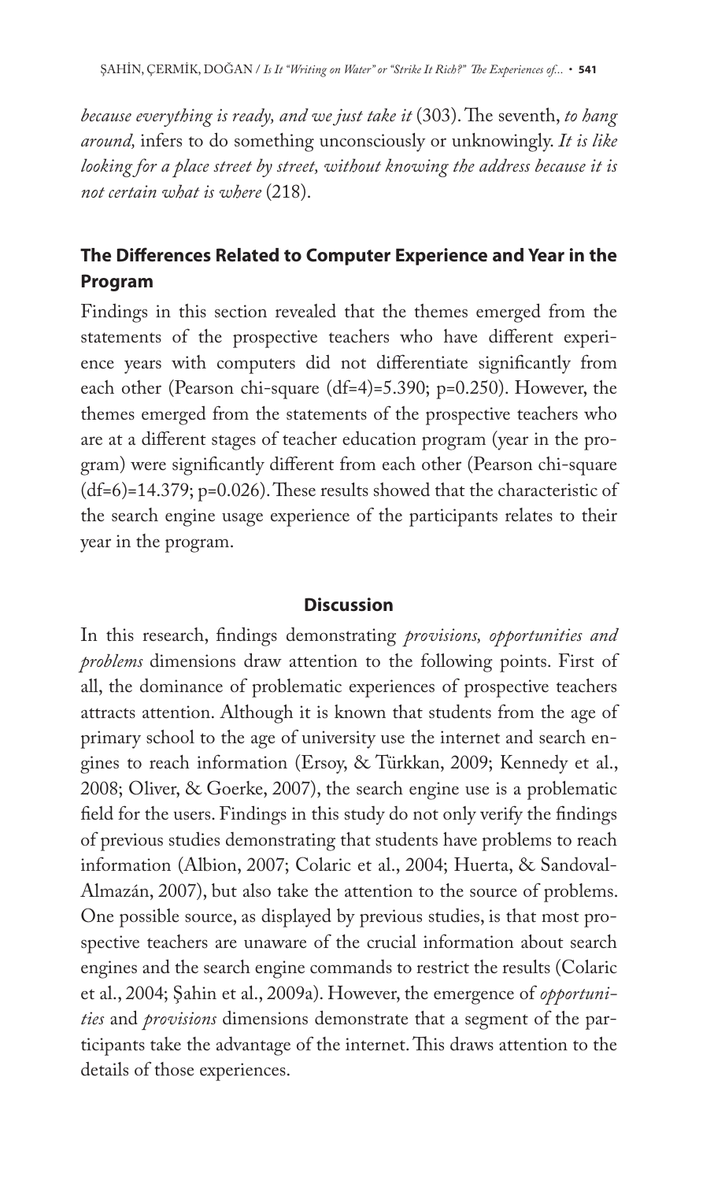*because everything is ready, and we just take it* (303). The seventh, *to hang around,* infers to do something unconsciously or unknowingly. *It is like looking for a place street by street, without knowing the address because it is not certain what is where* (218).

## The Differences Related to Computer Experience and Year in the Program

Findings in this section revealed that the themes emerged from the statements of the prospective teachers who have different experience years with computers did not differentiate significantly from each other (Pearson chi-square (df=4)=5.390; p=0.250). However, the themes emerged from the statements of the prospective teachers who are at a different stages of teacher education program (year in the program) were significantly different from each other (Pearson chi-square (df=6)=14.379; p=0.026). These results showed that the characteristic of the search engine usage experience of the participants relates to their year in the program.

# Discussion

In this research, findings demonstrating *provisions, opportunities and problems* dimensions draw attention to the following points. First of all, the dominance of problematic experiences of prospective teachers attracts attention. Although it is known that students from the age of primary school to the age of university use the internet and search engines to reach information (Ersoy, & Türkkan, 2009; Kennedy et al., 2008; Oliver, & Goerke, 2007), the search engine use is a problematic field for the users. Findings in this study do not only verify the findings of previous studies demonstrating that students have problems to reach information (Albion, 2007; Colaric et al., 2004; Huerta, & Sandoval-Almazán, 2007), but also take the attention to the source of problems. One possible source, as displayed by previous studies, is that most prospective teachers are unaware of the crucial information about search engines and the search engine commands to restrict the results (Colaric et al., 2004; Şahin et al., 2009a). However, the emergence of *opportunities* and *provisions* dimensions demonstrate that a segment of the participants take the advantage of the internet. This draws attention to the details of those experiences.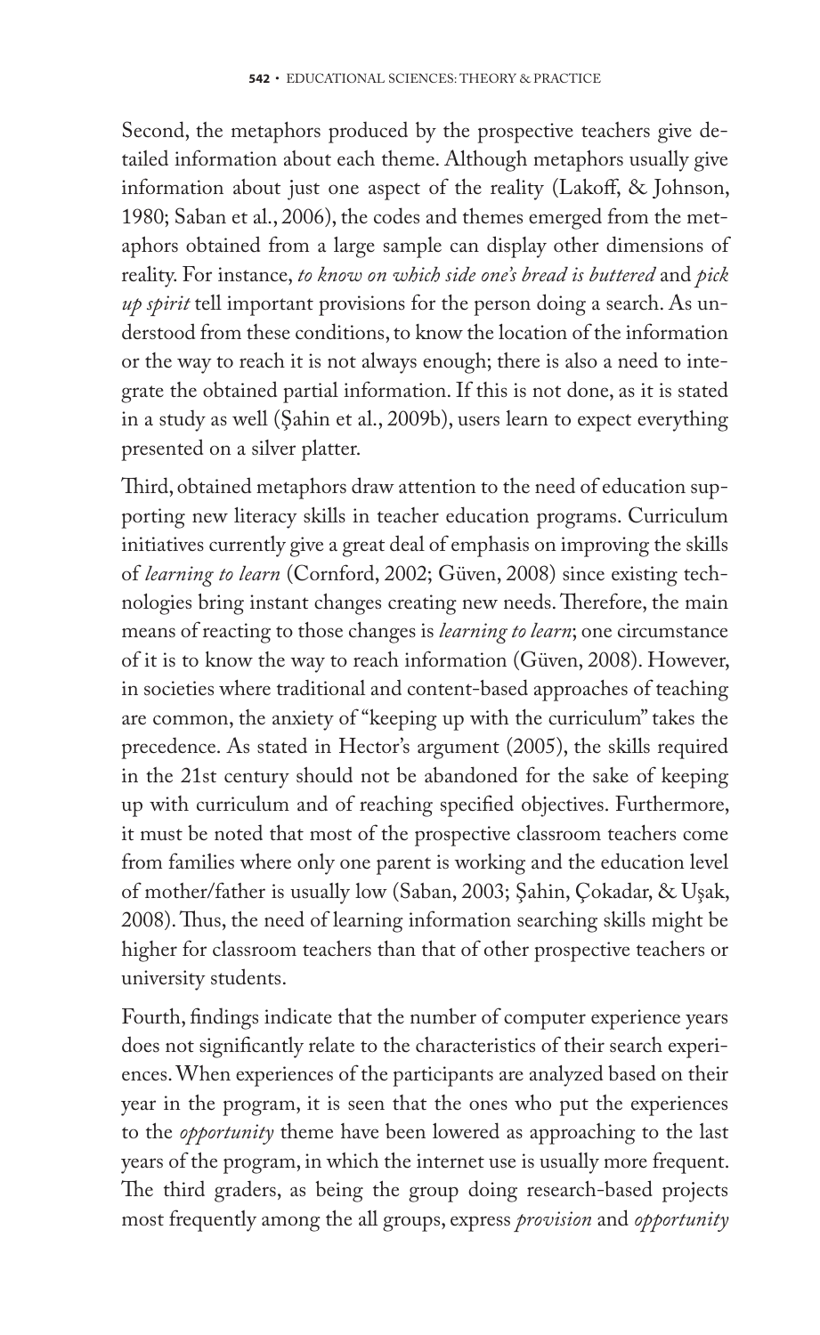Second, the metaphors produced by the prospective teachers give detailed information about each theme. Although metaphors usually give information about just one aspect of the reality (Lakoff, & Johnson, 1980; Saban et al., 2006), the codes and themes emerged from the metaphors obtained from a large sample can display other dimensions of reality. For instance, *to know on which side one's bread is buttered* and *pick up spirit* tell important provisions for the person doing a search. As understood from these conditions, to know the location of the information or the way to reach it is not always enough; there is also a need to integrate the obtained partial information. If this is not done, as it is stated in a study as well (Şahin et al., 2009b), users learn to expect everything presented on a silver platter.

Third, obtained metaphors draw attention to the need of education supporting new literacy skills in teacher education programs. Curriculum initiatives currently give a great deal of emphasis on improving the skills of *learning to learn* (Cornford, 2002; Güven, 2008) since existing technologies bring instant changes creating new needs. Therefore, the main means of reacting to those changes is *learning to learn*; one circumstance of it is to know the way to reach information (Güven, 2008). However, in societies where traditional and content-based approaches of teaching are common, the anxiety of "keeping up with the curriculum" takes the precedence. As stated in Hector's argument (2005), the skills required in the 21st century should not be abandoned for the sake of keeping up with curriculum and of reaching specified objectives. Furthermore, it must be noted that most of the prospective classroom teachers come from families where only one parent is working and the education level of mother/father is usually low (Saban, 2003; Şahin, Çokadar, & Uşak, 2008). Thus, the need of learning information searching skills might be higher for classroom teachers than that of other prospective teachers or university students.

Fourth, findings indicate that the number of computer experience years does not significantly relate to the characteristics of their search experiences. When experiences of the participants are analyzed based on their year in the program, it is seen that the ones who put the experiences to the *opportunity* theme have been lowered as approaching to the last years of the program, in which the internet use is usually more frequent. The third graders, as being the group doing research-based projects most frequently among the all groups, express *provision* and *opportunity*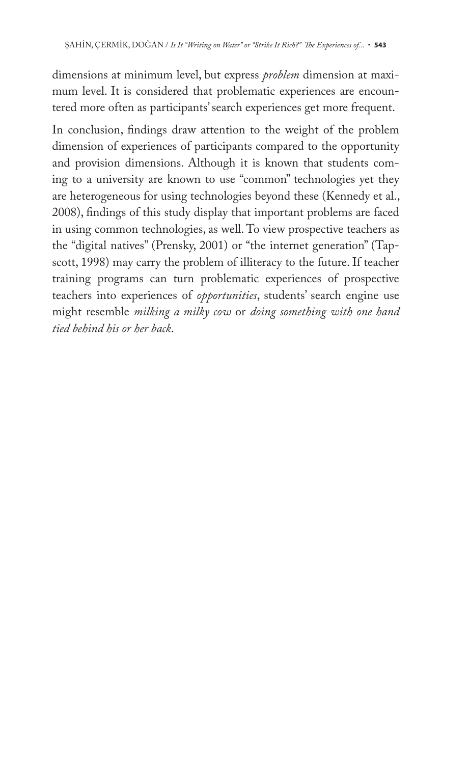dimensions at minimum level, but express *problem* dimension at maximum level. It is considered that problematic experiences are encountered more often as participants' search experiences get more frequent.

In conclusion, findings draw attention to the weight of the problem dimension of experiences of participants compared to the opportunity and provision dimensions. Although it is known that students coming to a university are known to use "common" technologies yet they are heterogeneous for using technologies beyond these (Kennedy et al., 2008), findings of this study display that important problems are faced in using common technologies, as well. To view prospective teachers as the "digital natives" (Prensky, 2001) or "the internet generation" (Tapscott, 1998) may carry the problem of illiteracy to the future. If teacher training programs can turn problematic experiences of prospective teachers into experiences of *opportunities*, students' search engine use might resemble *milking a milky cow* or *doing something with one hand tied behind his or her back*.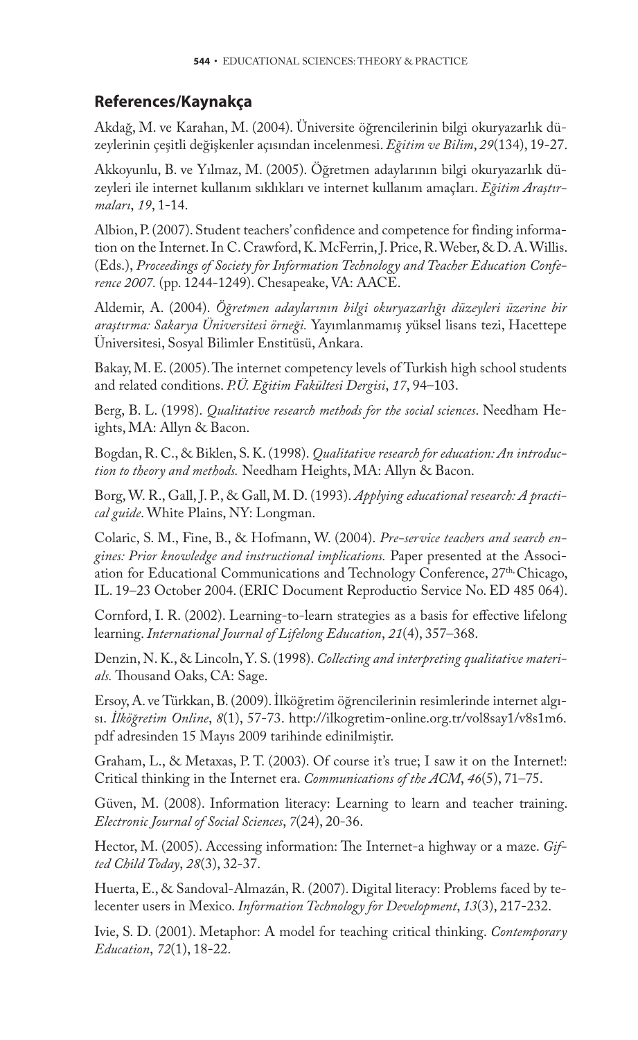## References/Kaynakça

Akdağ, M. ve Karahan, M. (2004). Üniversite öğrencilerinin bilgi okuryazarlık düzeylerinin çeşitli değişkenler açısından incelenmesi. *Eğitim ve Bilim*, *29*(134), 19-27.

Akkoyunlu, B. ve Yılmaz, M. (2005). Öğretmen adaylarının bilgi okuryazarlık düzeyleri ile internet kullanım sıklıkları ve internet kullanım amaçları. *Eğitim Araştırmaları*, *19*, 1-14.

Albion, P. (2007). Student teachers' confidence and competence for finding information on the Internet. In C. Crawford, K. McFerrin, J. Price, R. Weber, & D. A. Willis. (Eds.), *Proceedings of Society for Information Technology and Teacher Education Conference 2007.* (pp. 1244-1249). Chesapeake, VA: AACE.

Aldemir, A. (2004). *Öğretmen adaylarının bilgi okuryazarlığı düzeyleri üzerine bir araştırma: Sakarya Üniversitesi örneği.* Yayımlanmamış yüksel lisans tezi, Hacettepe Üniversitesi, Sosyal Bilimler Enstitüsü, Ankara.

Bakay, M. E. (2005). The internet competency levels of Turkish high school students and related conditions. *P.Ü. Eğitim Fakültesi Dergisi*, *17*, 94–103.

Berg, B. L. (1998). *Qualitative research methods for the social sciences*. Needham Heights, MA: Allyn & Bacon.

Bogdan, R. C., & Biklen, S. K. (1998). *Qualitative research for education: An introduction to theory and methods.* Needham Heights, MA: Allyn & Bacon.

Borg, W. R., Gall, J. P., & Gall, M. D. (1993). *Applying educational research: A practical guide*. White Plains, NY: Longman.

Colaric, S. M., Fine, B., & Hofmann, W. (2004). *Pre-service teachers and search engines: Prior knowledge and instructional implications.* Paper presented at the Association for Educational Communications and Technology Conference, 27th, Chicago, IL. 19–23 October 2004. (ERIC Document Reproductio Service No. ED 485 064).

Cornford, I. R. (2002). Learning-to-learn strategies as a basis for effective lifelong learning. *International Journal of Lifelong Education*, *21*(4), 357–368.

Denzin, N. K., & Lincoln, Y. S. (1998). *Collecting and interpreting qualitative materials.* Thousand Oaks, CA: Sage.

Ersoy, A. ve Türkkan, B. (2009). İlköğretim öğrencilerinin resimlerinde internet algısı. *İlköğretim Online*, *8*(1), 57-73. http://ilkogretim-online.org.tr/vol8say1/v8s1m6.pdf adresinden 15 Mayıs 2009 tarihinde edinilmiştir.

Graham, L., & Metaxas, P. T. (2003). Of course it's true; I saw it on the Internet!: Critical thinking in the Internet era. *Communications of the ACM*, *46*(5), 71–75.

Güven, M. (2008). Information literacy: Learning to learn and teacher training. *Electronic Journal of Social Sciences*, *7*(24), 20-36.

Hector, M. (2005). Accessing information: The Internet-a highway or a maze. *Gifted Child Today*, *28*(3), 32-37.

Huerta, E., & Sandoval-Almazán, R. (2007). Digital literacy: Problems faced by telecenter users in Mexico. *Information Technology for Development*, *13*(3), 217-232.

Ivie, S. D. (2001). Metaphor: A model for teaching critical thinking. *Contemporary Education*, *72*(1), 18-22.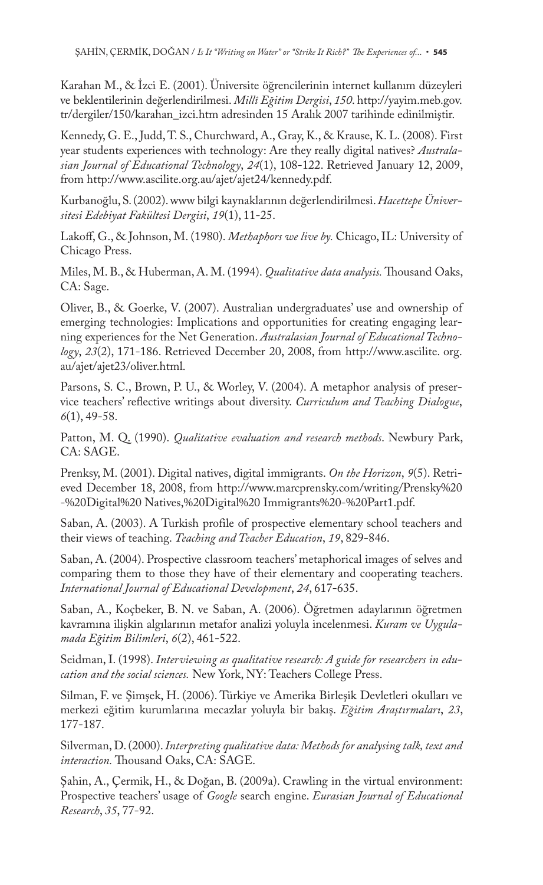Karahan M., & İzci E. (2001). Üniversite öğrencilerinin internet kullanım düzeyleri ve beklentilerinin değerlendirilmesi. *Milli Eğitim Dergisi*, *150*. http://yayim.meb.gov.tr/dergiler/150/karahan_izci.htm adresinden 15 Aralık 2007 tarihinde edinilmiştir.

Kennedy, G. E., Judd, T. S., Churchward, A., Gray, K., & Krause, K. L. (2008). First year students experiences with technology: Are they really digital natives? *Australasian Journal of Educational Technology*, *24*(1), 108-122. Retrieved January 12, 2009, from http://www.ascilite.org.au/ajet/ajet24/kennedy.pdf.

Kurbanoğlu, S. (2002). www bilgi kaynaklarının değerlendirilmesi. *Hacettepe Üniversitesi Edebiyat Fakültesi Dergisi*, *19*(1), 11-25.

Lakoff, G., & Johnson, M. (1980). *Methaphors we live by.* Chicago, IL: University of Chicago Press.

Miles, M. B., & Huberman, A. M. (1994). *Qualitative data analysis.* Thousand Oaks, CA: Sage.

Oliver, B., & Goerke, V. (2007). Australian undergraduates' use and ownership of emerging technologies: Implications and opportunities for creating engaging learning experiences for the Net Generation. *Australasian Journal of Educational Technology*, *23*(2), 171-186. Retrieved December 20, 2008, from http://www.ascilite. org.au/ajet/ajet23/oliver.html.

Parsons, S. C., Brown, P. U., & Worley, V. (2004). A metaphor analysis of preservice teachers' reflective writings about diversity. *Curriculum and Teaching Dialogue*, *6*(1), 49-58.

Patton, M. Q. (1990). *Qualitative evaluation and research methods*. Newbury Park, CA: SAGE.

Prenksy, M. (2001). Digital natives, digital immigrants. *On the Horizon*, *9*(5). Retrieved December 18, 2008, from http://www.marcprensky.com/writing/Prensky%20-%20Digital%20 Natives,%20Digital%20 Immigrants%20-%20Part1.pdf.

Saban, A. (2003). A Turkish profile of prospective elementary school teachers and their views of teaching. *Teaching and Teacher Education*, *19*, 829-846.

Saban, A. (2004). Prospective classroom teachers' metaphorical images of selves and comparing them to those they have of their elementary and cooperating teachers. *International Journal of Educational Development*, *24*, 617-635.

Saban, A., Koçbeker, B. N. ve Saban, A. (2006). Öğretmen adaylarının öğretmen kavramına ilişkin algılarının metafor analizi yoluyla incelenmesi. *Kuram ve Uygulamada Eğitim Bilimleri*, *6*(2), 461-522.

Seidman, I. (1998). *Interviewing as qualitative research: A guide for researchers in education and the social sciences.* New York, NY: Teachers College Press.

Silman, F. ve Şimşek, H. (2006). Türkiye ve Amerika Birleşik Devletleri okulları ve merkezi eğitim kurumlarına mecazlar yoluyla bir bakış. *Eğitim Araştırmaları*, *23*, 177-187.

Silverman, D. (2000). *Interpreting qualitative data: Methods for analysing talk, text and interaction.* Thousand Oaks, CA: SAGE.

Şahin, A., Çermik, H., & Doğan, B. (2009a). Crawling in the virtual environment: Prospective teachers' usage of *Google* search engine. *Eurasian Journal of Educational Research*, *35*, 77-92.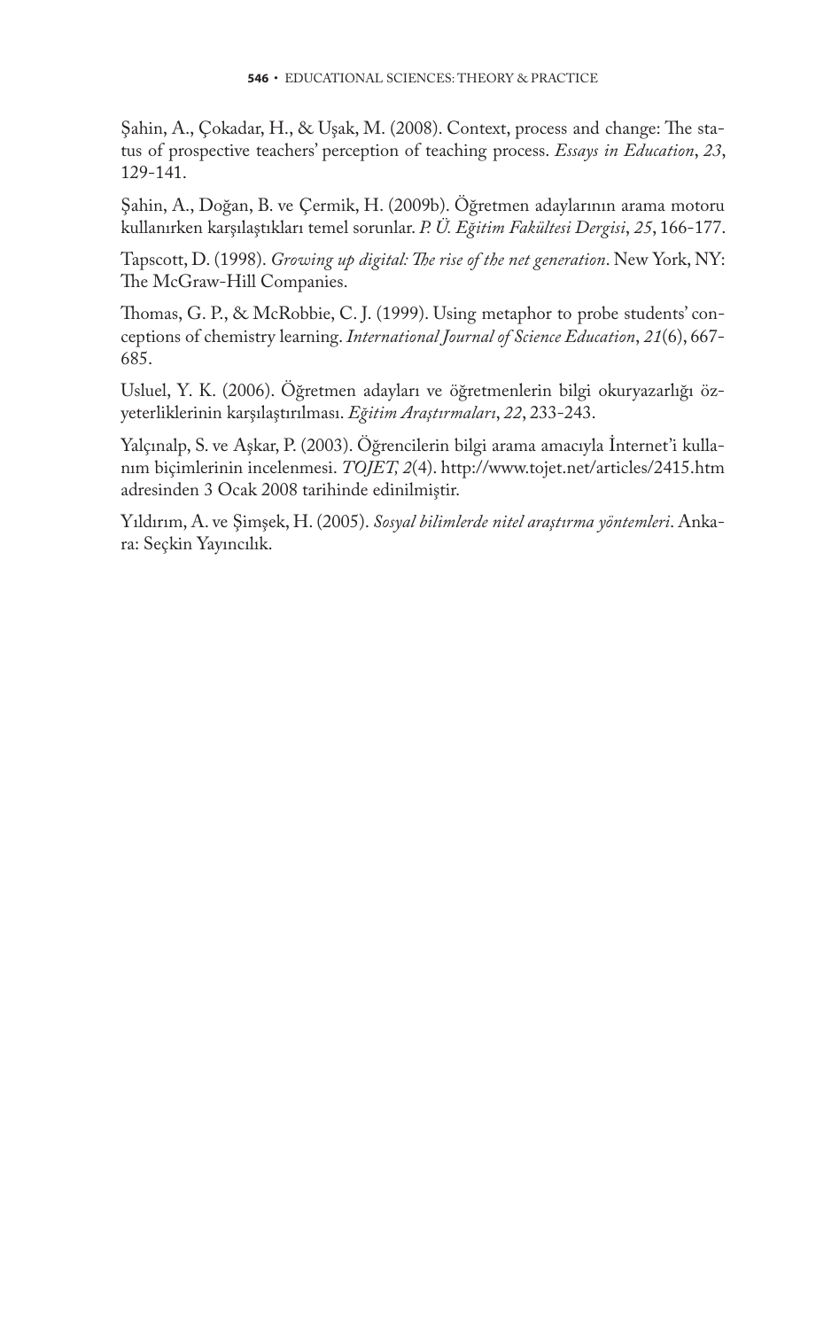Şahin, A., Çokadar, H., & Uşak, M. (2008). Context, process and change: The status of prospective teachers' perception of teaching process. *Essays in Education*, *23*, 129-141.

Şahin, A., Doğan, B. ve Çermik, H. (2009b). Öğretmen adaylarının arama motoru kullanırken karşılaştıkları temel sorunlar. *P. Ü. Eğitim Fakültesi Dergisi*, *25*, 166-177.

Tapscott, D. (1998). *Growing up digital: The rise of the net generation*. New York, NY: The McGraw-Hill Companies.

Thomas, G. P., & McRobbie, C. J. (1999). Using metaphor to probe students' conceptions of chemistry learning. *International Journal of Science Education*, *21*(6), 667-685.

Usluel, Y. K. (2006). Öğretmen adayları ve öğretmenlerin bilgi okuryazarlığı öz-yeterliklerinin karşılaştırılması. *Eğitim Araştırmaları*, *22*, 233-243.

Yalçınalp, S. ve Aşkar, P. (2003). Öğrencilerin bilgi arama amacıyla İnternet'i kullanım biçimlerinin incelenmesi. *TOJET, 2*(4). http://www.tojet.net/articles/2415.htm adresinden 3 Ocak 2008 tarihinde edinilmiştir.

Yıldırım, A. ve Şimşek, H. (2005). *Sosyal bilimlerde nitel araştırma yöntemleri*. Ankara: Seçkin Yayıncılık.